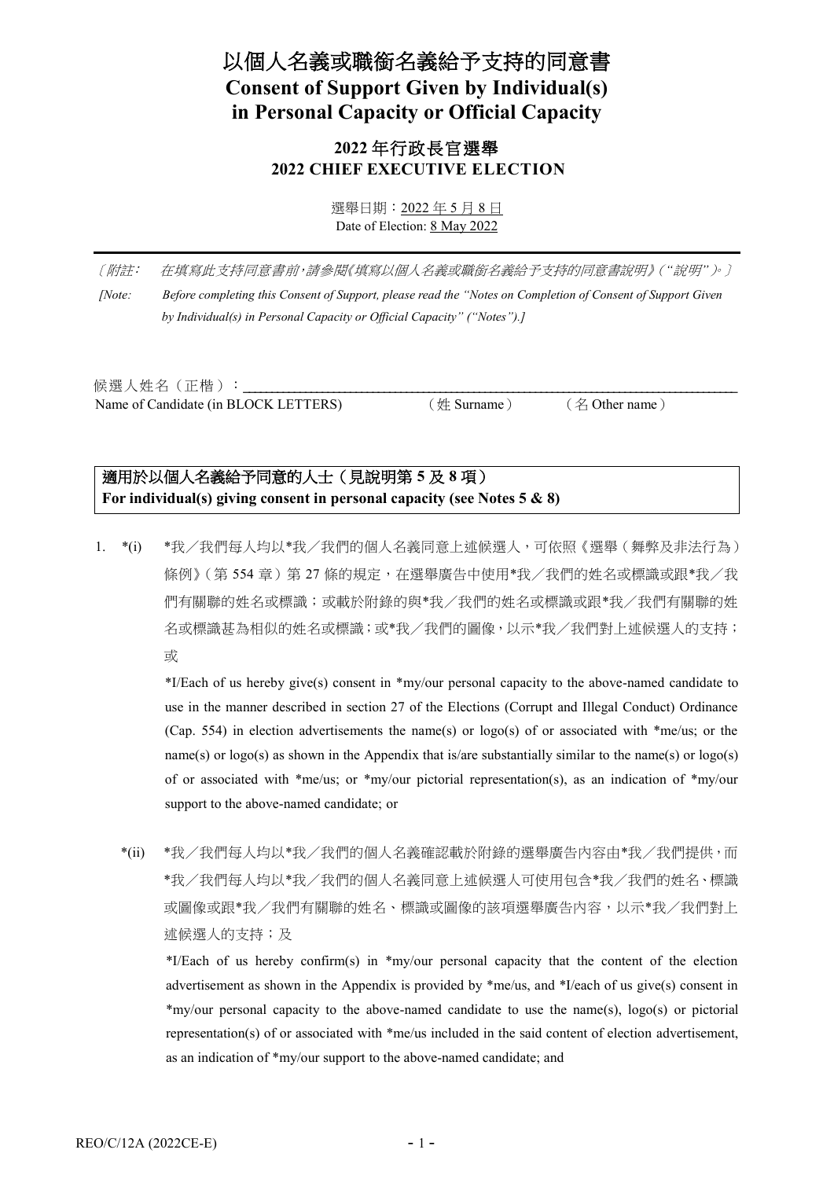# 以個人名義或職銜名義給予支持的同意書
# Consent of Support Given by Individual(s) in Personal Capacity or Official Capacity

## 2022 年行政長官選舉
## 2022 CHIEF EXECUTIVE ELECTION

選舉日期：2022 年 5 月 8 日
Date of Election: 8 May 2022

---

〔*附註：　在填寫此支持同意書前，請參閱《填寫以個人名義或職銜名義給予支持的同意書說明》(“說明”)。*〕

*[Note:　Before completing this Consent of Support, please read the "Notes on Completion of Consent of Support Given by Individual(s) in Personal Capacity or Official Capacity" ("Notes").]*

候選人姓名（正楷）：________________________________________
Name of Candidate (in BLOCK LETTERS)　　（姓 Surname）　　（名 Other name）

| **適用於以個人名義給予同意的人士（見說明第 5 及 8 項）**<br>**For individual(s) giving consent in personal capacity (see Notes 5 & 8)** |
|---|

1. *(i)　*我／我們每人均以*我／我們的個人名義同意上述候選人，可依照《選舉（舞弊及非法行為）條例》(第 554 章）第 27 條的規定，在選舉廣告中使用*我／我們的姓名或標識或跟*我／我們有關聯的姓名或標識；或載於附錄的與*我／我們的姓名或標識或跟*我／我們有關聯的姓名或標識甚為相似的姓名或標識；或*我／我們的圖像，以示*我／我們對上述候選人的支持；或

   *I/Each of us hereby give(s) consent in *my/our personal capacity to the above-named candidate to use in the manner described in section 27 of the Elections (Corrupt and Illegal Conduct) Ordinance (Cap. 554) in election advertisements the name(s) or logo(s) of or associated with *me/us; or the name(s) or logo(s) as shown in the Appendix that is/are substantially similar to the name(s) or logo(s) of or associated with *me/us; or *my/our pictorial representation(s), as an indication of *my/our support to the above-named candidate; or

   *(ii)　*我／我們每人均以*我／我們的個人名義確認載於附錄的選舉廣告內容由*我／我們提供，而*我／我們每人均以*我／我們的個人名義同意上述候選人可使用包含*我／我們的姓名、標識或圖像或跟*我／我們有關聯的姓名、標識或圖像的該項選舉廣告內容，以示*我／我們對上述候選人的支持；及

   *I/Each of us hereby confirm(s) in *my/our personal capacity that the content of the election advertisement as shown in the Appendix is provided by *me/us, and *I/each of us give(s) consent in *my/our personal capacity to the above-named candidate to use the name(s), logo(s) or pictorial representation(s) of or associated with *me/us included in the said content of election advertisement, as an indication of *my/our support to the above-named candidate; and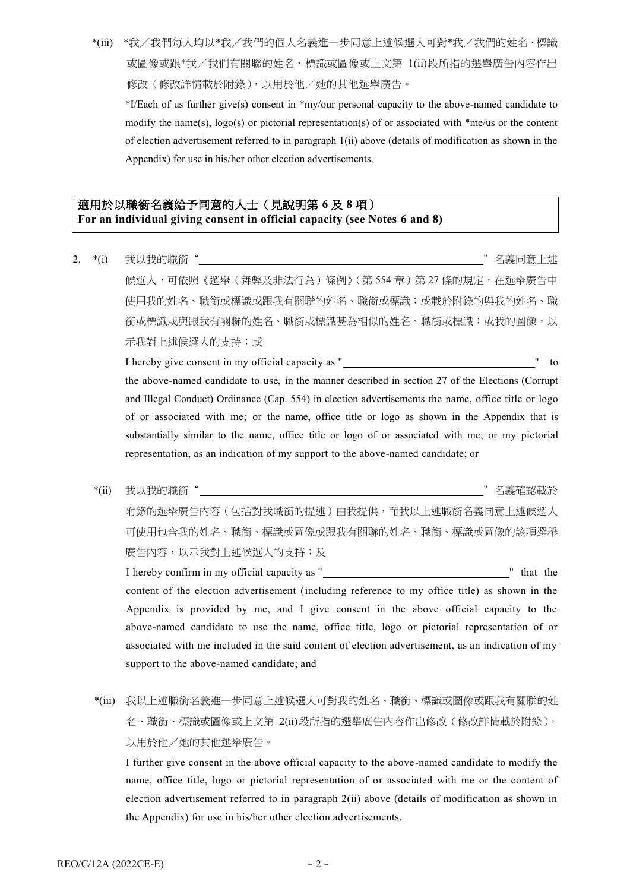*(iii) \*我／我們每人均以\*我／我們的個人名義進一步同意上述候選人可對\*我／我們的姓名、標識或圖像或跟\*我／我們有關聯的姓名、標識或圖像或上文第 1(ii)段所指的選舉廣告內容作出修改（修改詳情載於附錄），以用於他／她的其他選舉廣告。

\*I/Each of us further give(s) consent in \*my/our personal capacity to the above-named candidate to modify the name(s), logo(s) or pictorial representation(s) of or associated with \*me/us or the content of election advertisement referred to in paragraph 1(ii) above (details of modification as shown in the Appendix) for use in his/her other election advertisements.

**適用於以職銜名義給予同意的人士（見說明第 6 及 8 項）**
**For an individual giving consent in official capacity (see Notes 6 and 8)**

2. *(i) 我以我的職銜"\_\_\_\_\_\_\_\_\_\_\_\_\_\_\_\_\_\_\_\_\_\_\_\_\_\_\_\_"名義同意上述候選人，可依照《選舉（舞弊及非法行為）條例》（第 554 章）第 27 條的規定，在選舉廣告中使用我的姓名、職銜或標識或跟我有關聯的姓名、職銜或標識；或載於附錄的與我的姓名、職銜或標識或與跟我有關聯的姓名、職銜或標識甚為相似的姓名、職銜或標識；或我的圖像，以示我對上述候選人的支持；或

   I hereby give consent in my official capacity as "\_\_\_\_\_\_\_\_\_\_\_\_\_\_\_\_\_\_\_\_\_\_\_\_" to the above-named candidate to use, in the manner described in section 27 of the Elections (Corrupt and Illegal Conduct) Ordinance (Cap. 554) in election advertisements the name, office title or logo of or associated with me; or the name, office title or logo as shown in the Appendix that is substantially similar to the name, office title or logo of or associated with me; or my pictorial representation, as an indication of my support to the above-named candidate; or

   *(ii) 我以我的職銜"\_\_\_\_\_\_\_\_\_\_\_\_\_\_\_\_\_\_\_\_\_\_\_\_\_\_\_\_"名義確認載於附錄的選舉廣告內容（包括對我職銜的提述）由我提供，而我以上述職銜名義同意上述候選人可使用包含我的姓名、職銜、標識或圖像或跟我有關聯的姓名、職銜、標識或圖像的該項選舉廣告內容，以示我對上述候選人的支持；及

   I hereby confirm in my official capacity as "\_\_\_\_\_\_\_\_\_\_\_\_\_\_\_\_\_\_\_\_\_\_\_\_" that the content of the election advertisement (including reference to my office title) as shown in the Appendix is provided by me, and I give consent in the above official capacity to the above-named candidate to use the name, office title, logo or pictorial representation of or associated with me included in the said content of election advertisement, as an indication of my support to the above-named candidate; and

   *(iii) 我以上述職銜名義進一步同意上述候選人可對我的姓名、職銜、標識或圖像或跟我有關聯的姓名、職銜、標識或圖像或上文第 2(ii)段所指的選舉廣告內容作出修改（修改詳情載於附錄），以用於他／她的其他選舉廣告。

   I further give consent in the above official capacity to the above-named candidate to modify the name, office title, logo or pictorial representation of or associated with me or the content of election advertisement referred to in paragraph 2(ii) above (details of modification as shown in the Appendix) for use in his/her other election advertisements.

REO/C/12A (2022CE-E)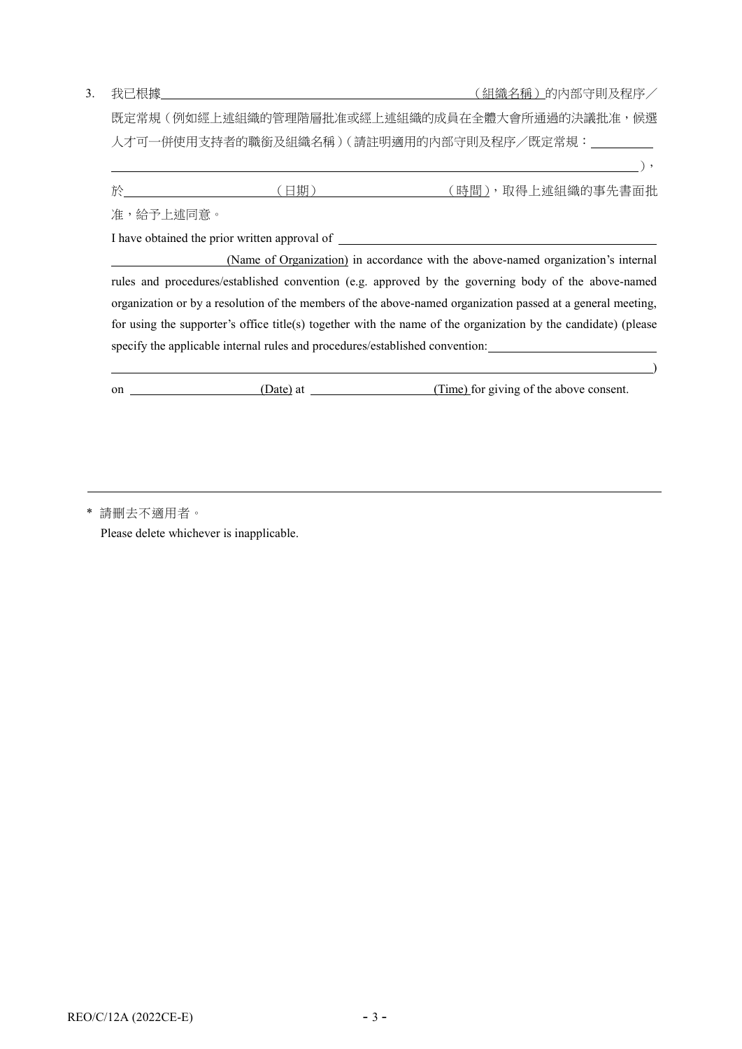3. 我已根據\_\_\_\_\_\_\_\_\_\_\_\_\_\_\_\_\_\_\_\_\_\_\_\_（組織名稱）的內部守則及程序／既定常規（例如經上述組織的管理階層批准或經上述組織的成員在全體大會所通過的決議批准，候選人才可一併使用支持者的職銜及組織名稱）（請註明適用的內部守則及程序／既定常規：\_\_\_\_\_\_\_\_\_\_\_\_\_\_\_\_\_\_\_\_\_\_\_\_\_\_\_\_\_\_\_\_\_\_\_\_\_\_\_\_\_\_\_\_\_\_\_\_），於\_\_\_\_\_\_\_\_\_\_\_\_（日期）\_\_\_\_\_\_\_\_\_\_\_\_（時間），取得上述組織的事先書面批准，給予上述同意。

   I have obtained the prior written approval of \_\_\_\_\_\_\_\_\_\_\_\_\_\_\_\_\_\_\_\_\_\_\_\_\_\_\_\_\_\_\_\_\_\_\_\_\_\_\_\_ (Name of Organization) in accordance with the above-named organization's internal rules and procedures/established convention (e.g. approved by the governing body of the above-named organization or by a resolution of the members of the above-named organization passed at a general meeting, for using the supporter's office title(s) together with the name of the organization by the candidate) (please specify the applicable internal rules and procedures/established convention: \_\_\_\_\_\_\_\_\_\_\_\_\_\_\_\_\_\_\_\_\_\_\_\_\_\_\_\_\_\_\_\_\_\_\_\_\_\_\_\_\_\_\_\_\_\_\_\_) on \_\_\_\_\_\_\_\_\_\_\_\_ (Date) at \_\_\_\_\_\_\_\_\_\_\_\_ (Time) for giving of the above consent.

---

\* 請刪去不適用者。
Please delete whichever is inapplicable.

REO/C/12A (2022CE-E)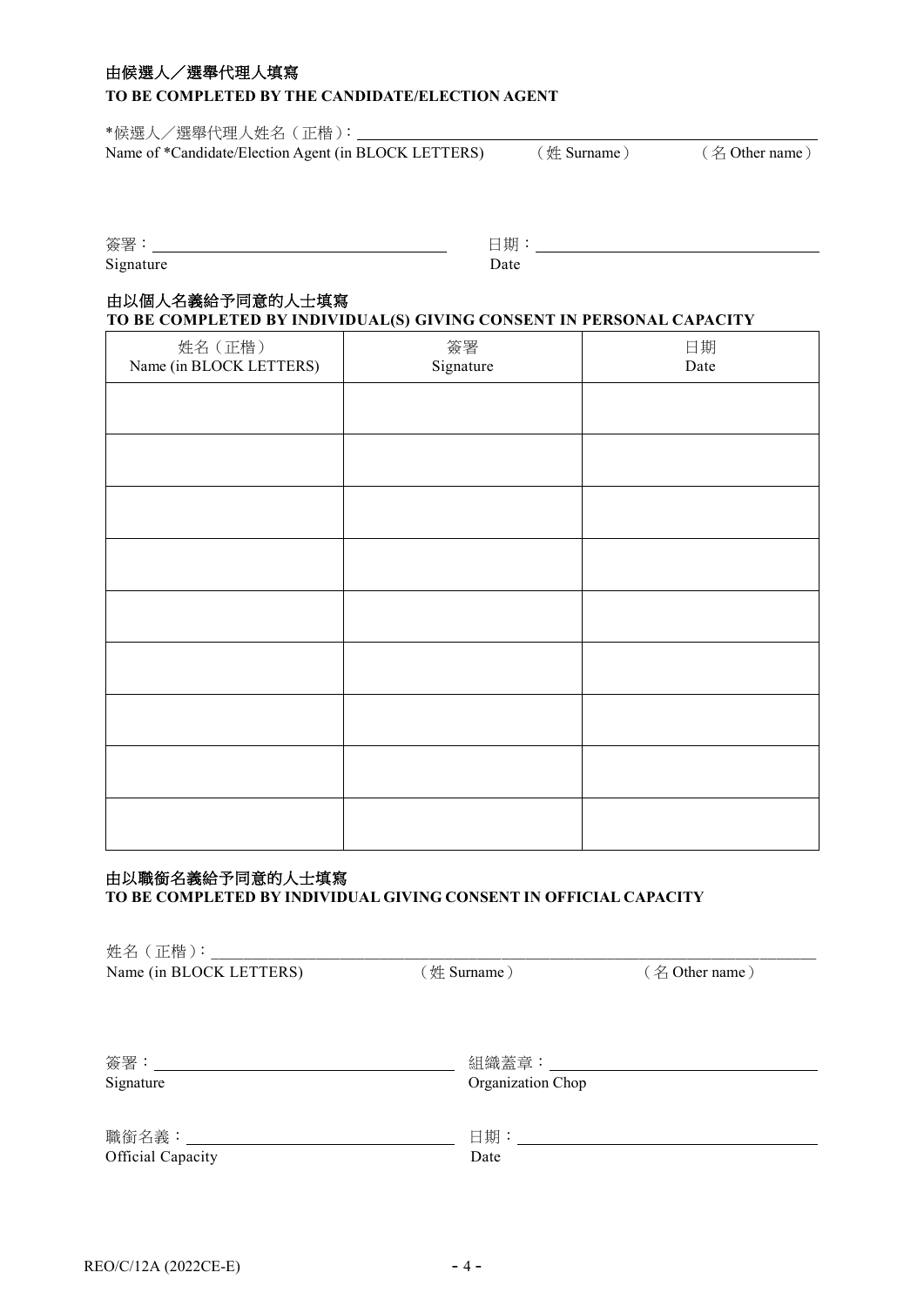**由候選人／選舉代理人填寫**
**TO BE COMPLETED BY THE CANDIDATE/ELECTION AGENT**

*候選人／選舉代理人姓名（正楷）：________________________________________
Name of *Candidate/Election Agent (in BLOCK LETTERS)　（姓 Surname）　（名 Other name）

簽署：________________________　日期：________________________
Signature　Date

**由以個人名義給予同意的人士填寫**
**TO BE COMPLETED BY INDIVIDUAL(S) GIVING CONSENT IN PERSONAL CAPACITY**

| 姓名（正楷）<br>Name (in BLOCK LETTERS) | 簽署<br>Signature | 日期<br>Date |
|---|---|---|
| | | |
| | | |
| | | |
| | | |
| | | |
| | | |
| | | |
| | | |
| | | |

**由以職銜名義給予同意的人士填寫**
**TO BE COMPLETED BY INDIVIDUAL GIVING CONSENT IN OFFICIAL CAPACITY**

姓名（正楷）：________________________________________
Name (in BLOCK LETTERS)　（姓 Surname）　（名 Other name）

簽署：________________________　組織蓋章：________________________
Signature　Organization Chop

職銜名義：________________________　日期：________________________
Official Capacity　Date

REO/C/12A (2022CE-E)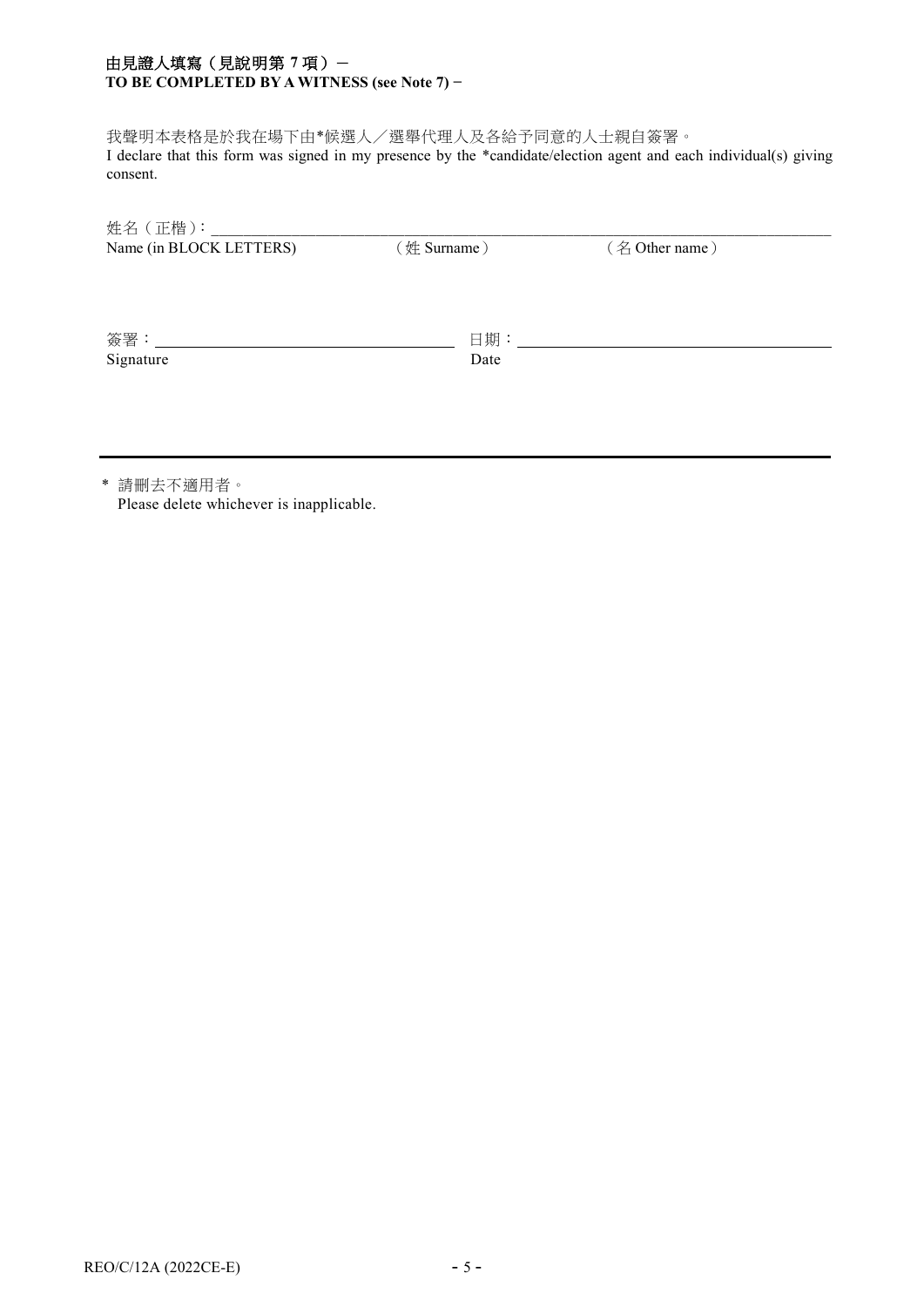**由見證人填寫（見說明第 7 項）－**
**TO BE COMPLETED BY A WITNESS (see Note 7) −**

我聲明本表格是於我在場下由*候選人／選舉代理人及各給予同意的人士親自簽署。
I declare that this form was signed in my presence by the *candidate/election agent and each individual(s) giving consent.

姓名（正楷）：\_\_\_\_\_\_\_\_\_\_\_\_\_\_\_\_\_\_\_\_\_\_\_\_\_\_\_\_\_\_\_\_\_\_\_\_\_\_\_\_
Name (in BLOCK LETTERS)　　（姓 Surname）　　（名 Other name）

簽署：\_\_\_\_\_\_\_\_\_\_\_\_\_\_\_\_\_\_\_\_　　日期：\_\_\_\_\_\_\_\_\_\_\_\_\_\_\_\_\_\_\_\_
Signature　　Date

---

\* 請刪去不適用者。
Please delete whichever is inapplicable.

REO/C/12A (2022CE-E)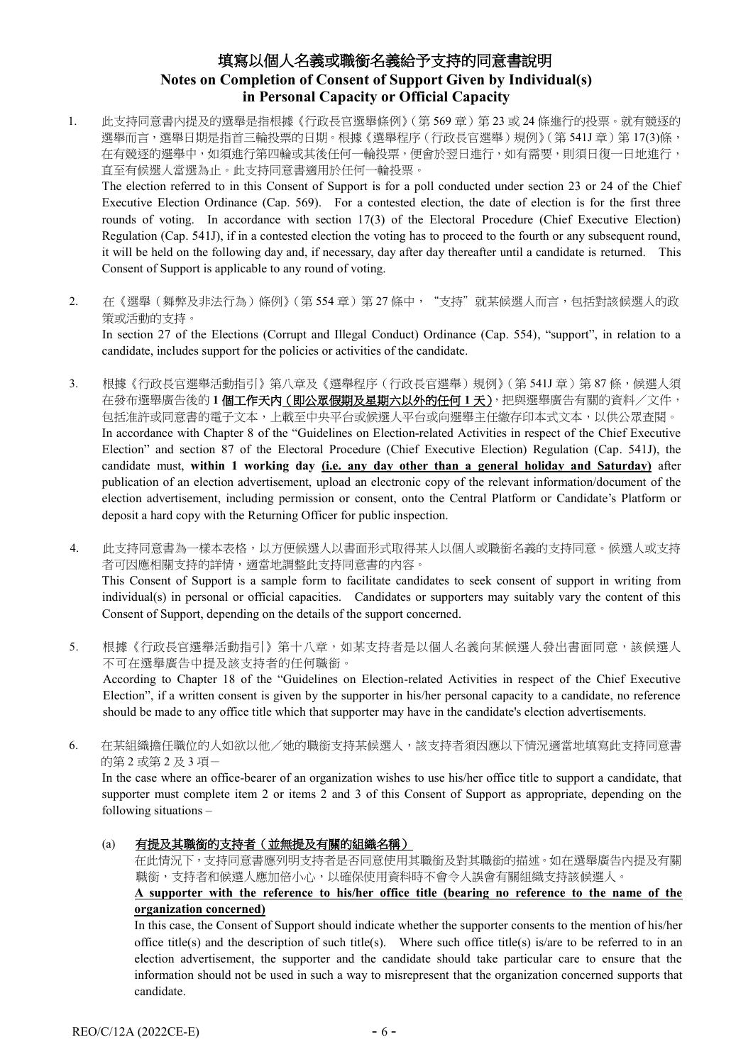# 填寫以個人名義或職銜名義給予支持的同意書說明
# Notes on Completion of Consent of Support Given by Individual(s) in Personal Capacity or Official Capacity

1. 此支持同意書內提及的選舉是指根據《行政長官選舉條例》(第 569 章) 第 23 或 24 條進行的投票。就有競逐的選舉而言，選舉日期是指首三輪投票的日期。根據《選舉程序(行政長官選舉)規例》(第 541J 章) 第 17(3)條，在有競逐的選舉中，如須進行第四輪或其後任何一輪投票，便會於翌日進行，如有需要，則須日復一日地進行，直至有候選人當選為止。此支持同意書適用於任何一輪投票。

   The election referred to in this Consent of Support is for a poll conducted under section 23 or 24 of the Chief Executive Election Ordinance (Cap. 569). For a contested election, the date of election is for the first three rounds of voting. In accordance with section 17(3) of the Electoral Procedure (Chief Executive Election) Regulation (Cap. 541J), if in a contested election the voting has to proceed to the fourth or any subsequent round, it will be held on the following day and, if necessary, day after day thereafter until a candidate is returned. This Consent of Support is applicable to any round of voting.

2. 在《選舉(舞弊及非法行為)條例》(第 554 章) 第 27 條中，"支持"就某候選人而言，包括對該候選人的政策或活動的支持。

   In section 27 of the Elections (Corrupt and Illegal Conduct) Ordinance (Cap. 554), "support", in relation to a candidate, includes support for the policies or activities of the candidate.

3. 根據《行政長官選舉活動指引》第八章及《選舉程序(行政長官選舉)規例》(第 541J 章) 第 87 條，候選人須在發布選舉廣告後的 **1 個工作天內**(**即公眾假期及星期六以外的任何 1 天**)，把與選舉廣告有關的資料／文件，包括准許或同意書的電子文本，上載至中央平台或候選人平台或向選舉主任繳存印本式文本，以供公眾查閱。

   In accordance with Chapter 8 of the "Guidelines on Election-related Activities in respect of the Chief Executive Election" and section 87 of the Electoral Procedure (Chief Executive Election) Regulation (Cap. 541J), the candidate must, **within 1 working day (i.e. any day other than a general holiday and Saturday)** after publication of an election advertisement, upload an electronic copy of the relevant information/document of the election advertisement, including permission or consent, onto the Central Platform or Candidate's Platform or deposit a hard copy with the Returning Officer for public inspection.

4. 此支持同意書為一樣本表格，以方便候選人以書面形式取得某人以個人或職銜名義的支持同意。候選人或支持者可因應相關支持的詳情，適當地調整此支持同意書的內容。

   This Consent of Support is a sample form to facilitate candidates to seek consent of support in writing from individual(s) in personal or official capacities. Candidates or supporters may suitably vary the content of this Consent of Support, depending on the details of the support concerned.

5. 根據《行政長官選舉活動指引》第十八章，如某支持者是以個人名義向某候選人發出書面同意，該候選人不可在選舉廣告中提及該支持者的任何職銜。

   According to Chapter 18 of the "Guidelines on Election-related Activities in respect of the Chief Executive Election", if a written consent is given by the supporter in his/her personal capacity to a candidate, no reference should be made to any office title which that supporter may have in the candidate's election advertisements.

6. 在某組織擔任職位的人如欲以他／她的職銜支持某候選人，該支持者須因應以下情況適當地填寫此支持同意書的第 2 或第 2 及 3 項－

   In the case where an office-bearer of an organization wishes to use his/her office title to support a candidate, that supporter must complete item 2 or items 2 and 3 of this Consent of Support as appropriate, depending on the following situations –

   (a) <u>有提及其職銜的支持者(並無提及有關的組織名稱)</u>

   在此情況下，支持同意書應列明支持者是否同意使用其職銜及對其職銜的描述。如在選舉廣告內提及有關職銜，支持者和候選人應加倍小心，以確保使用資料時不會令人誤會有關組織支持該候選人。

   **<u>A supporter with the reference to his/her office title (bearing no reference to the name of the organization concerned)</u>**

   In this case, the Consent of Support should indicate whether the supporter consents to the mention of his/her office title(s) and the description of such title(s). Where such office title(s) is/are to be referred to in an election advertisement, the supporter and the candidate should take particular care to ensure that the information should not be used in such a way to misrepresent that the organization concerned supports that candidate.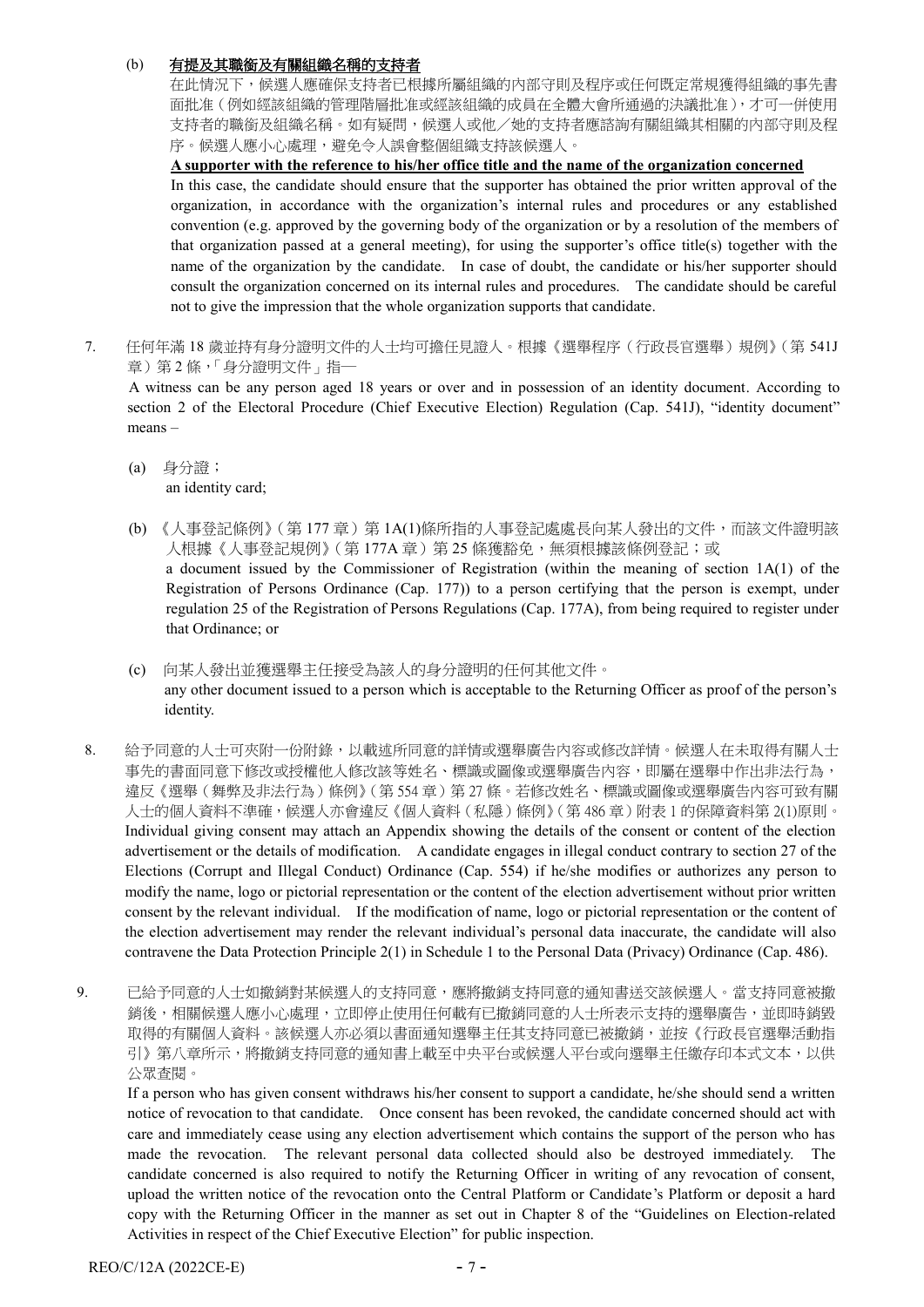(b) **有提及其職銜及有關組織名稱的支持者**

在此情況下，候選人應確保支持者已根據所屬組織的內部守則及程序或任何既定常規獲得組織的事先書面批准（例如經該組織的管理階層批准或經該組織的成員在全體大會所通過的決議批准），才可一併使用支持者的職銜及組織名稱。如有疑問，候選人或他／她的支持者應諮詢有關組織其相關的內部守則及程序。候選人應小心處理，避免令人誤會整個組織支持該候選人。

**A supporter with the reference to his/her office title and the name of the organization concerned**

In this case, the candidate should ensure that the supporter has obtained the prior written approval of the organization, in accordance with the organization's internal rules and procedures or any established convention (e.g. approved by the governing body of the organization or by a resolution of the members of that organization passed at a general meeting), for using the supporter's office title(s) together with the name of the organization by the candidate. In case of doubt, the candidate or his/her supporter should consult the organization concerned on its internal rules and procedures. The candidate should be careful not to give the impression that the whole organization supports that candidate.

7. 任何年滿 18 歲並持有身分證明文件的人士均可擔任見證人。根據《選舉程序（行政長官選舉）規例》（第 541J 章）第 2 條，「身分證明文件」指—

A witness can be any person aged 18 years or over and in possession of an identity document. According to section 2 of the Electoral Procedure (Chief Executive Election) Regulation (Cap. 541J), "identity document" means –

(a) 身分證；
an identity card;

(b) 《人事登記條例》（第 177 章）第 1A(1)條所指的人事登記處處長向某人發出的文件，而該文件證明該人根據《人事登記規例》（第 177A 章）第 25 條獲豁免，無須根據該條例登記；或
a document issued by the Commissioner of Registration (within the meaning of section 1A(1) of the Registration of Persons Ordinance (Cap. 177)) to a person certifying that the person is exempt, under regulation 25 of the Registration of Persons Regulations (Cap. 177A), from being required to register under that Ordinance; or

(c) 向某人發出並獲選舉主任接受為該人的身分證明的任何其他文件。
any other document issued to a person which is acceptable to the Returning Officer as proof of the person's identity.

8. 給予同意的人士可夾附一份附錄，以載述所同意的詳情或選舉廣告內容或修改詳情。候選人在未取得有關人士事先的書面同意下修改或授權他人修改該等姓名、標識或圖像或選舉廣告內容，即屬在選舉中作出非法行為，違反《選舉（舞弊及非法行為）條例》（第 554 章）第 27 條。若修改姓名、標識或圖像或選舉廣告內容可致有關人士的個人資料不準確，候選人亦會違反《個人資料（私隱）條例》（第 486 章）附表 1 的保障資料第 2(1)原則。
Individual giving consent may attach an Appendix showing the details of the consent or content of the election advertisement or the details of modification. A candidate engages in illegal conduct contrary to section 27 of the Elections (Corrupt and Illegal Conduct) Ordinance (Cap. 554) if he/she modifies or authorizes any person to modify the name, logo or pictorial representation or the content of the election advertisement without prior written consent by the relevant individual. If the modification of name, logo or pictorial representation or the content of the election advertisement may render the relevant individual's personal data inaccurate, the candidate will also contravene the Data Protection Principle 2(1) in Schedule 1 to the Personal Data (Privacy) Ordinance (Cap. 486).

9. 已給予同意的人士如撤銷對某候選人的支持同意，應將撤銷支持同意的通知書送交該候選人。當支持同意被撤銷後，相關候選人應小心處理，立即停止使用任何載有已撤銷同意的人士所表示支持的選舉廣告，並即時銷毀取得的有關個人資料。該候選人亦必須以書面通知選舉主任其支持同意已被撤銷，並按《行政長官選舉活動指引》第八章所示，將撤銷支持同意的通知書上載至中央平台或候選人平台或向選舉主任繳存印本式文本，以供公眾查閱。

If a person who has given consent withdraws his/her consent to support a candidate, he/she should send a written notice of revocation to that candidate. Once consent has been revoked, the candidate concerned should act with care and immediately cease using any election advertisement which contains the support of the person who has made the revocation. The relevant personal data collected should also be destroyed immediately. The candidate concerned is also required to notify the Returning Officer in writing of any revocation of consent, upload the written notice of the revocation onto the Central Platform or Candidate's Platform or deposit a hard copy with the Returning Officer in the manner as set out in Chapter 8 of the "Guidelines on Election-related Activities in respect of the Chief Executive Election" for public inspection.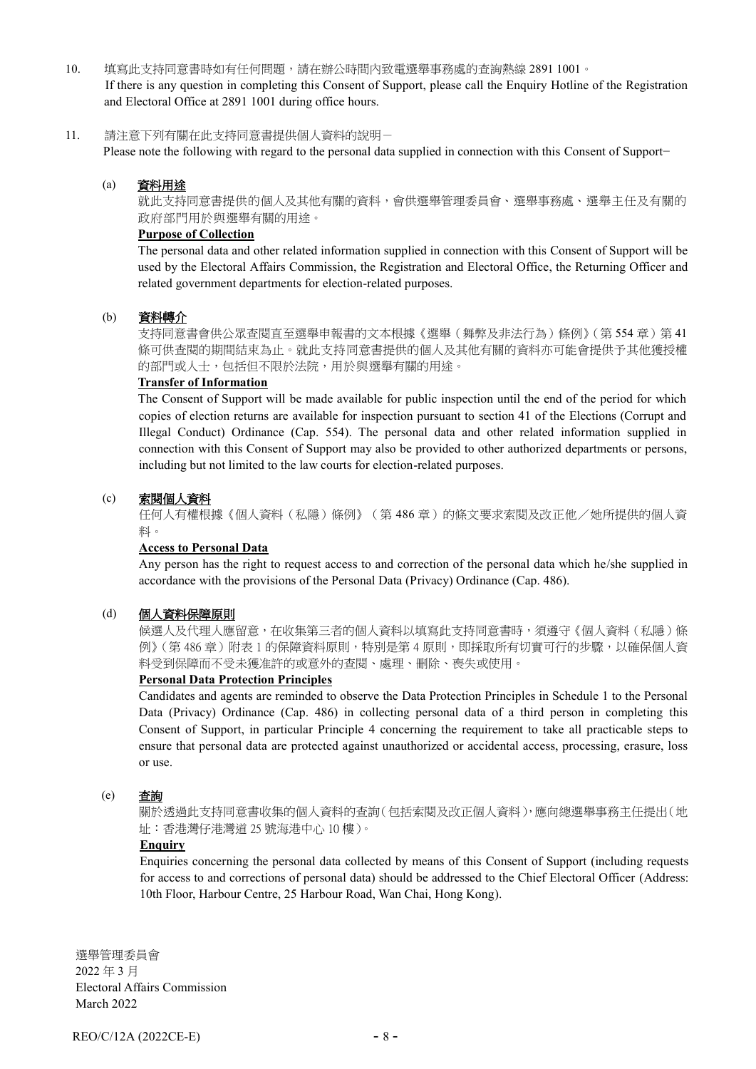10. 填寫此支持同意書時如有任何問題，請在辦公時間內致電選舉事務處的查詢熱線 2891 1001。
    If there is any question in completing this Consent of Support, please call the Enquiry Hotline of the Registration and Electoral Office at 2891 1001 during office hours.

11. 請注意下列有關在此支持同意書提供個人資料的說明－
    Please note the following with regard to the personal data supplied in connection with this Consent of Support–

    (a) **資料用途**

    就此支持同意書提供的個人及其他有關的資料，會供選舉管理委員會、選舉事務處、選舉主任及有關的政府部門用於與選舉有關的用途。

    **Purpose of Collection**

    The personal data and other related information supplied in connection with this Consent of Support will be used by the Electoral Affairs Commission, the Registration and Electoral Office, the Returning Officer and related government departments for election-related purposes.

    (b) **資料轉介**

    支持同意書會供公眾查閱直至選舉申報書的文本根據《選舉（舞弊及非法行為）條例》（第 554 章）第 41 條可供查閱的期間結束為止。就此支持同意書提供的個人及其他有關的資料亦可能會提供予其他獲授權的部門或人士，包括但不限於法院，用於與選舉有關的用途。

    **Transfer of Information**

    The Consent of Support will be made available for public inspection until the end of the period for which copies of election returns are available for inspection pursuant to section 41 of the Elections (Corrupt and Illegal Conduct) Ordinance (Cap. 554). The personal data and other related information supplied in connection with this Consent of Support may also be provided to other authorized departments or persons, including but not limited to the law courts for election-related purposes.

    (c) **索閱個人資料**

    任何人有權根據《個人資料（私隱）條例》（第 486 章）的條文要求索閱及改正他／她所提供的個人資料。

    **Access to Personal Data**

    Any person has the right to request access to and correction of the personal data which he/she supplied in accordance with the provisions of the Personal Data (Privacy) Ordinance (Cap. 486).

    (d) **個人資料保障原則**

    候選人及代理人應留意，在收集第三者的個人資料以填寫此支持同意書時，須遵守《個人資料（私隱）條例》（第 486 章）附表 1 的保障資料原則，特別是第 4 原則，即採取所有切實可行的步驟，以確保個人資料受到保障而不受未獲准許的或意外的查閱、處理、刪除、喪失或使用。

    **Personal Data Protection Principles**

    Candidates and agents are reminded to observe the Data Protection Principles in Schedule 1 to the Personal Data (Privacy) Ordinance (Cap. 486) in collecting personal data of a third person in completing this Consent of Support, in particular Principle 4 concerning the requirement to take all practicable steps to ensure that personal data are protected against unauthorized or accidental access, processing, erasure, loss or use.

    (e) **查詢**

    關於透過此支持同意書收集的個人資料的查詢（包括索閱及改正個人資料），應向總選舉事務主任提出（地址：香港灣仔港灣道 25 號海港中心 10 樓）。

    **Enquiry**

    Enquiries concerning the personal data collected by means of this Consent of Support (including requests for access to and corrections of personal data) should be addressed to the Chief Electoral Officer (Address: 10th Floor, Harbour Centre, 25 Harbour Road, Wan Chai, Hong Kong).

選舉管理委員會
2022 年 3 月
Electoral Affairs Commission
March 2022

REO/C/12A (2022CE-E)